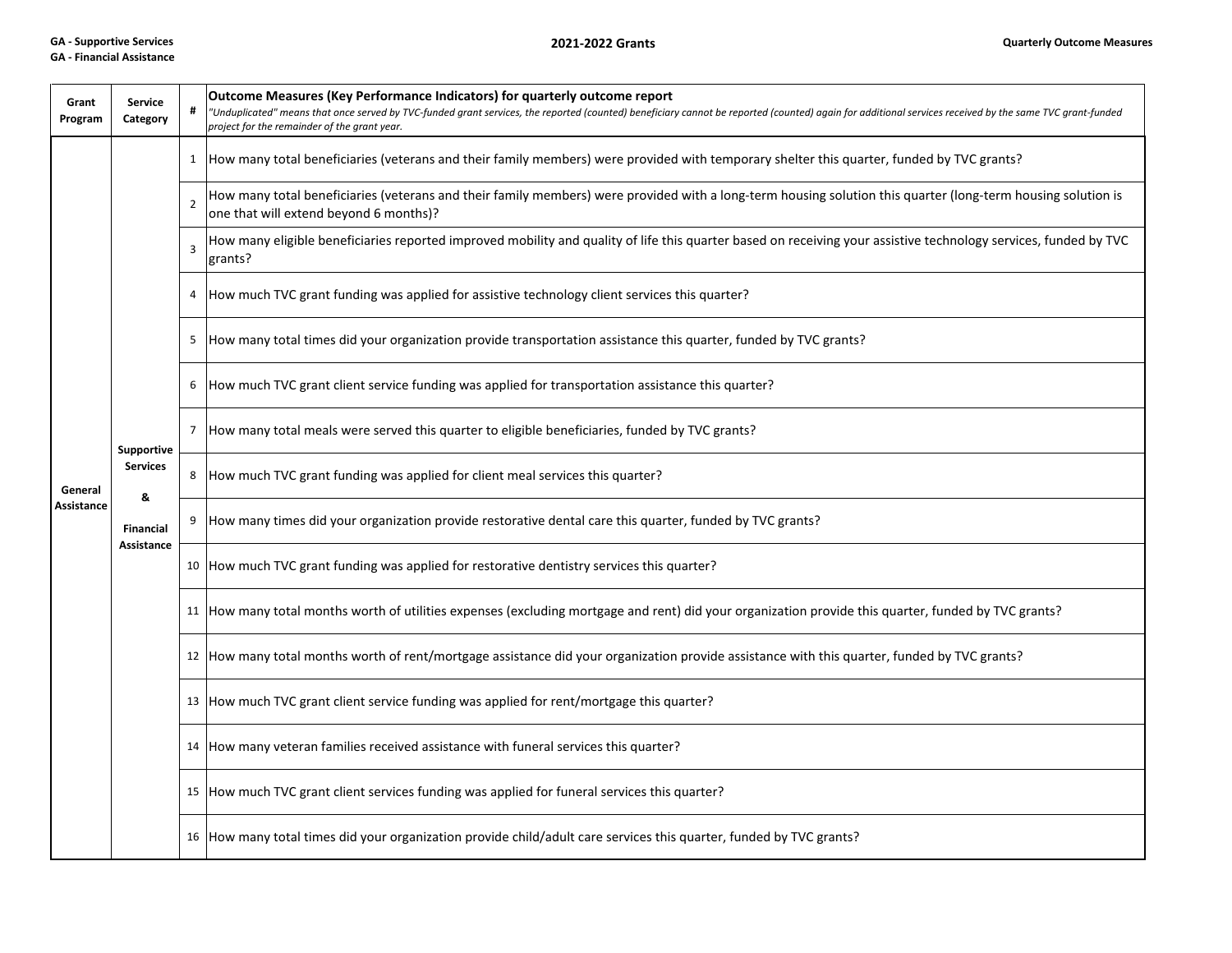**GA - Supportive Services**
**GA - Financial Assistance**

**2021-2022 Grants**

**Quarterly Outcome Measures**

| Grant Program | Service Category | # | **Outcome Measures (Key Performance Indicators) for quarterly outcome report** *"Unduplicated" means that once served by TVC-funded grant services, the reported (counted) beneficiary cannot be reported (counted) again for additional services received by the same TVC grant-funded project for the remainder of the grant year.* |
|---|---|---|---|
| **General Assistance** | **Supportive Services & Financial Assistance** | 1 | How many total beneficiaries (veterans and their family members) were provided with temporary shelter this quarter, funded by TVC grants? |
| | | 2 | How many total beneficiaries (veterans and their family members) were provided with a long-term housing solution this quarter (long-term housing solution is one that will extend beyond 6 months)? |
| | | 3 | How many eligible beneficiaries reported improved mobility and quality of life this quarter based on receiving your assistive technology services, funded by TVC grants? |
| | | 4 | How much TVC grant funding was applied for assistive technology client services this quarter? |
| | | 5 | How many total times did your organization provide transportation assistance this quarter, funded by TVC grants? |
| | | 6 | How much TVC grant client service funding was applied for transportation assistance this quarter? |
| | | 7 | How many total meals were served this quarter to eligible beneficiaries, funded by TVC grants? |
| | | 8 | How much TVC grant funding was applied for client meal services this quarter? |
| | | 9 | How many times did your organization provide restorative dental care this quarter, funded by TVC grants? |
| | | 10 | How much TVC grant funding was applied for restorative dentistry services this quarter? |
| | | 11 | How many total months worth of utilities expenses (excluding mortgage and rent) did your organization provide this quarter, funded by TVC grants? |
| | | 12 | How many total months worth of rent/mortgage assistance did your organization provide assistance with this quarter, funded by TVC grants? |
| | | 13 | How much TVC grant client service funding was applied for rent/mortgage this quarter? |
| | | 14 | How many veteran families received assistance with funeral services this quarter? |
| | | 15 | How much TVC grant client services funding was applied for funeral services this quarter? |
| | | 16 | How many total times did your organization provide child/adult care services this quarter, funded by TVC grants? |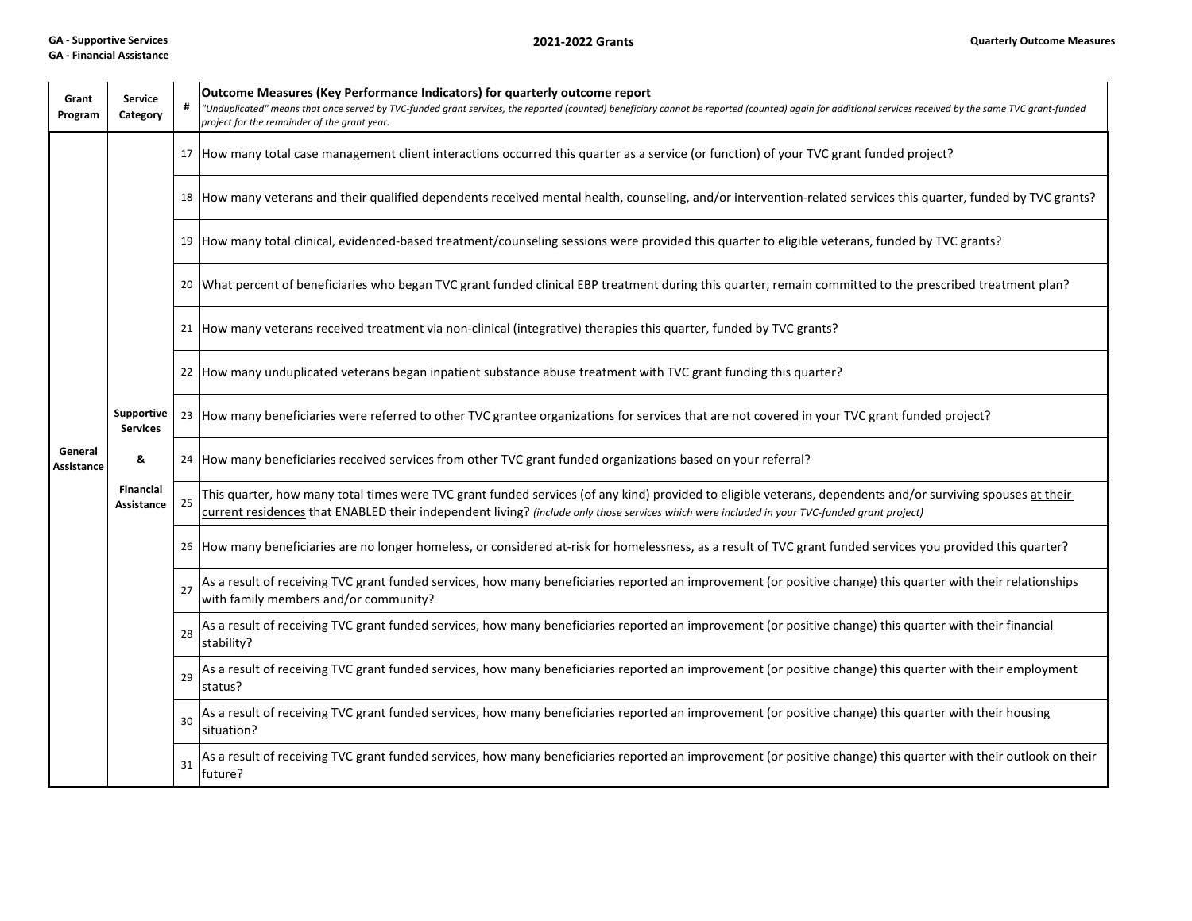| Grant Program | Service Category | # | **Outcome Measures (Key Performance Indicators) for quarterly outcome report** *"Unduplicated" means that once served by TVC-funded grant services, the reported (counted) beneficiary cannot be reported (counted) again for additional services received by the same TVC grant-funded project for the remainder of the grant year.* |
|---|---|---|---|
| General Assistance | Supportive Services & Financial Assistance | 17 | How many total case management client interactions occurred this quarter as a service (or function) of your TVC grant funded project? |
| | | 18 | How many veterans and their qualified dependents received mental health, counseling, and/or intervention-related services this quarter, funded by TVC grants? |
| | | 19 | How many total clinical, evidenced-based treatment/counseling sessions were provided this quarter to eligible veterans, funded by TVC grants? |
| | | 20 | What percent of beneficiaries who began TVC grant funded clinical EBP treatment during this quarter, remain committed to the prescribed treatment plan? |
| | | 21 | How many veterans received treatment via non-clinical (integrative) therapies this quarter, funded by TVC grants? |
| | | 22 | How many unduplicated veterans began inpatient substance abuse treatment with TVC grant funding this quarter? |
| | | 23 | How many beneficiaries were referred to other TVC grantee organizations for services that are not covered in your TVC grant funded project? |
| | | 24 | How many beneficiaries received services from other TVC grant funded organizations based on your referral? |
| | | 25 | This quarter, how many total times were TVC grant funded services (of any kind) provided to eligible veterans, dependents and/or surviving spouses <u>at their current residences</u> that ENABLED their independent living? *(include only those services which were included in your TVC-funded grant project)* |
| | | 26 | How many beneficiaries are no longer homeless, or considered at-risk for homelessness, as a result of TVC grant funded services you provided this quarter? |
| | | 27 | As a result of receiving TVC grant funded services, how many beneficiaries reported an improvement (or positive change) this quarter with their relationships with family members and/or community? |
| | | 28 | As a result of receiving TVC grant funded services, how many beneficiaries reported an improvement (or positive change) this quarter with their financial stability? |
| | | 29 | As a result of receiving TVC grant funded services, how many beneficiaries reported an improvement (or positive change) this quarter with their employment status? |
| | | 30 | As a result of receiving TVC grant funded services, how many beneficiaries reported an improvement (or positive change) this quarter with their housing situation? |
| | | 31 | As a result of receiving TVC grant funded services, how many beneficiaries reported an improvement (or positive change) this quarter with their outlook on their future? |